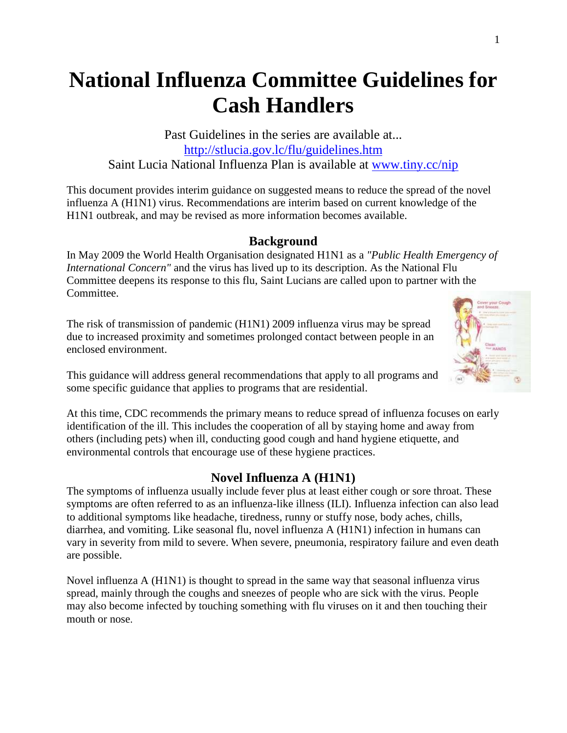# National Influenza Committee Guidelines for Cash Handlers

Past Guidelines in the series are available at...
http://stlucia.gov.lc/flu/guidelines.htm
Saint Lucia National Influenza Plan is available at www.tiny.cc/nip

This document provides interim guidance on suggested means to reduce the spread of the novel influenza A (H1N1) virus. Recommendations are interim based on current knowledge of the H1N1 outbreak, and may be revised as more information becomes available.

## Background

In May 2009 the World Health Organisation designated H1N1 as a *"Public Health Emergency of International Concern"* and the virus has lived up to its description. As the National Flu Committee deepens its response to this flu, Saint Lucians are called upon to partner with the Committee.

The risk of transmission of pandemic (H1N1) 2009 influenza virus may be spread due to increased proximity and sometimes prolonged contact between people in an enclosed environment.

This guidance will address general recommendations that apply to all programs and some specific guidance that applies to programs that are residential.

At this time, CDC recommends the primary means to reduce spread of influenza focuses on early identification of the ill. This includes the cooperation of all by staying home and away from others (including pets) when ill, conducting good cough and hand hygiene etiquette, and environmental controls that encourage use of these hygiene practices.

## Novel Influenza A (H1N1)

The symptoms of influenza usually include fever plus at least either cough or sore throat. These symptoms are often referred to as an influenza-like illness (ILI). Influenza infection can also lead to additional symptoms like headache, tiredness, runny or stuffy nose, body aches, chills, diarrhea, and vomiting. Like seasonal flu, novel influenza A (H1N1) infection in humans can vary in severity from mild to severe. When severe, pneumonia, respiratory failure and even death are possible.

Novel influenza A (H1N1) is thought to spread in the same way that seasonal influenza virus spread, mainly through the coughs and sneezes of people who are sick with the virus. People may also become infected by touching something with flu viruses on it and then touching their mouth or nose.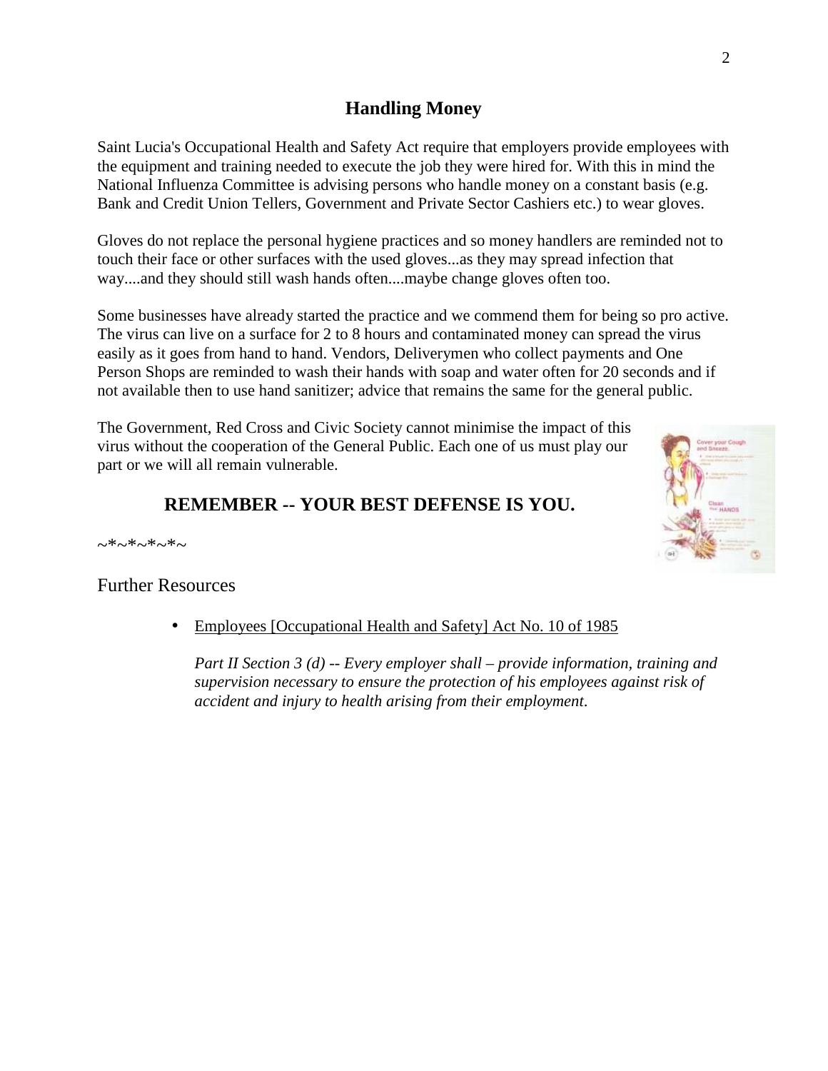## Handling Money

Saint Lucia's Occupational Health and Safety Act require that employers provide employees with the equipment and training needed to execute the job they were hired for. With this in mind the National Influenza Committee is advising persons who handle money on a constant basis (e.g. Bank and Credit Union Tellers, Government and Private Sector Cashiers etc.) to wear gloves.

Gloves do not replace the personal hygiene practices and so money handlers are reminded not to touch their face or other surfaces with the used gloves...as they may spread infection that way....and they should still wash hands often....maybe change gloves often too.

Some businesses have already started the practice and we commend them for being so pro active. The virus can live on a surface for 2 to 8 hours and contaminated money can spread the virus easily as it goes from hand to hand. Vendors, Deliverymen who collect payments and One Person Shops are reminded to wash their hands with soap and water often for 20 seconds and if not available then to use hand sanitizer; advice that remains the same for the general public.

The Government, Red Cross and Civic Society cannot minimise the impact of this virus without the cooperation of the General Public. Each one of us must play our part or we will all remain vulnerable.

### REMEMBER -- YOUR BEST DEFENSE IS YOU.

~*~*~*~*~

Further Resources

- Employees [Occupational Health and Safety] Act No. 10 of 1985

  *Part II Section 3 (d) -- Every employer shall – provide information, training and supervision necessary to ensure the protection of his employees against risk of accident and injury to health arising from their employment.*